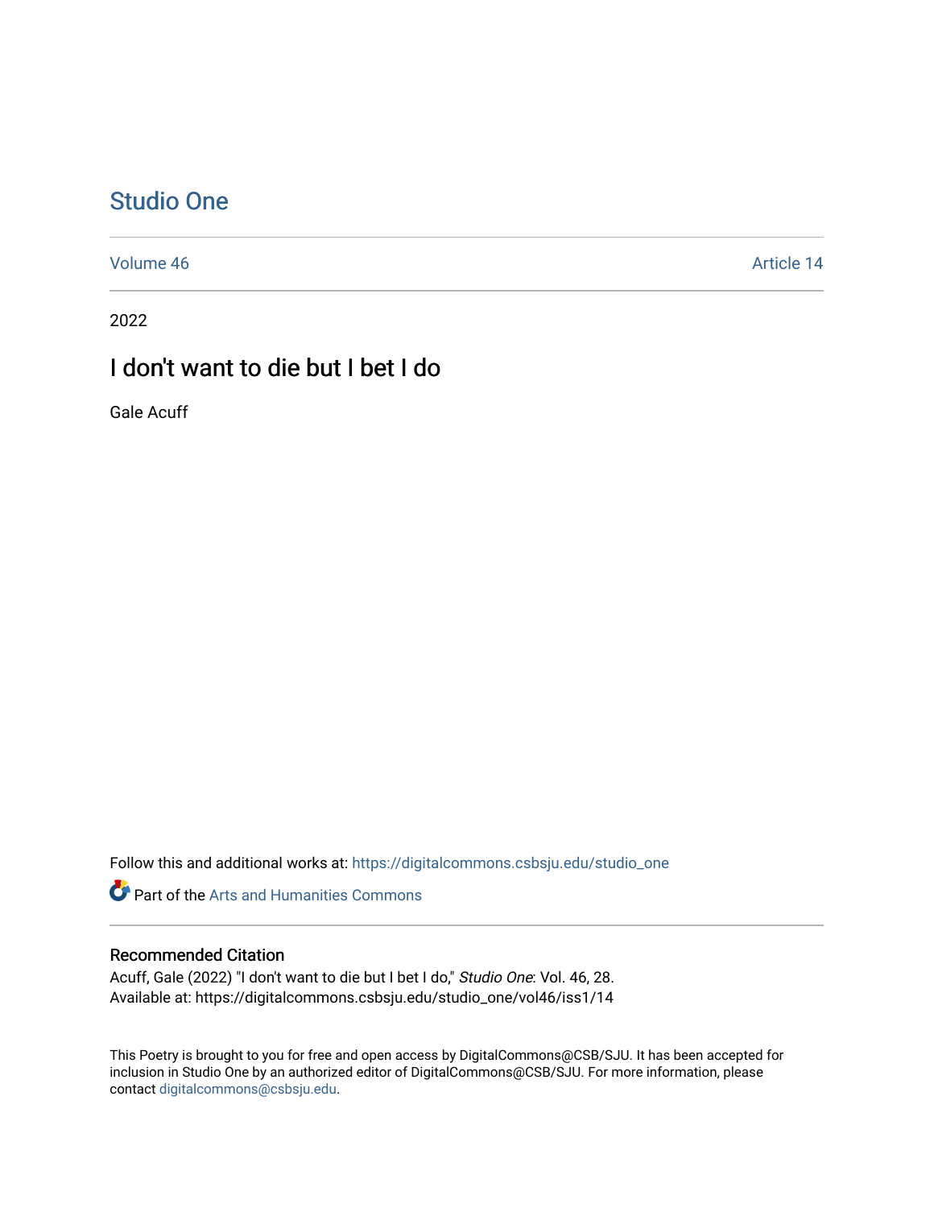# Studio One

Volume 46 Article 14

2022

## I don't want to die but I bet I do

Gale Acuff

Follow this and additional works at: https://digitalcommons.csbsju.edu/studio_one

Part of the Arts and Humanities Commons

### Recommended Citation

Acuff, Gale (2022) "I don't want to die but I bet I do," *Studio One*: Vol. 46, 28.
Available at: https://digitalcommons.csbsju.edu/studio_one/vol46/iss1/14

This Poetry is brought to you for free and open access by DigitalCommons@CSB/SJU. It has been accepted for inclusion in Studio One by an authorized editor of DigitalCommons@CSB/SJU. For more information, please contact digitalcommons@csbsju.edu.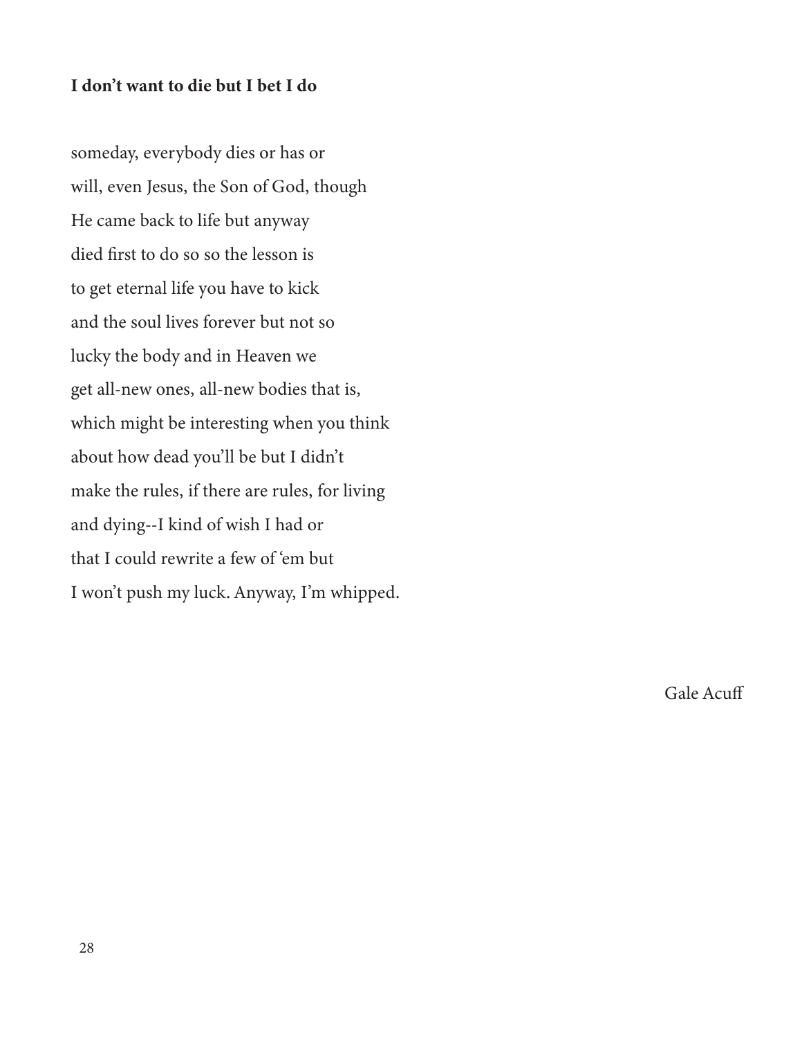**I don't want to die but I bet I do**

someday, everybody dies or has or  
will, even Jesus, the Son of God, though  
He came back to life but anyway  
died first to do so so the lesson is  
to get eternal life you have to kick  
and the soul lives forever but not so  
lucky the body and in Heaven we  
get all-new ones, all-new bodies that is,  
which might be interesting when you think  
about how dead you'll be but I didn't  
make the rules, if there are rules, for living  
and dying--I kind of wish I had or  
that I could rewrite a few of 'em but  
I won't push my luck. Anyway, I'm whipped.

Gale Acuff